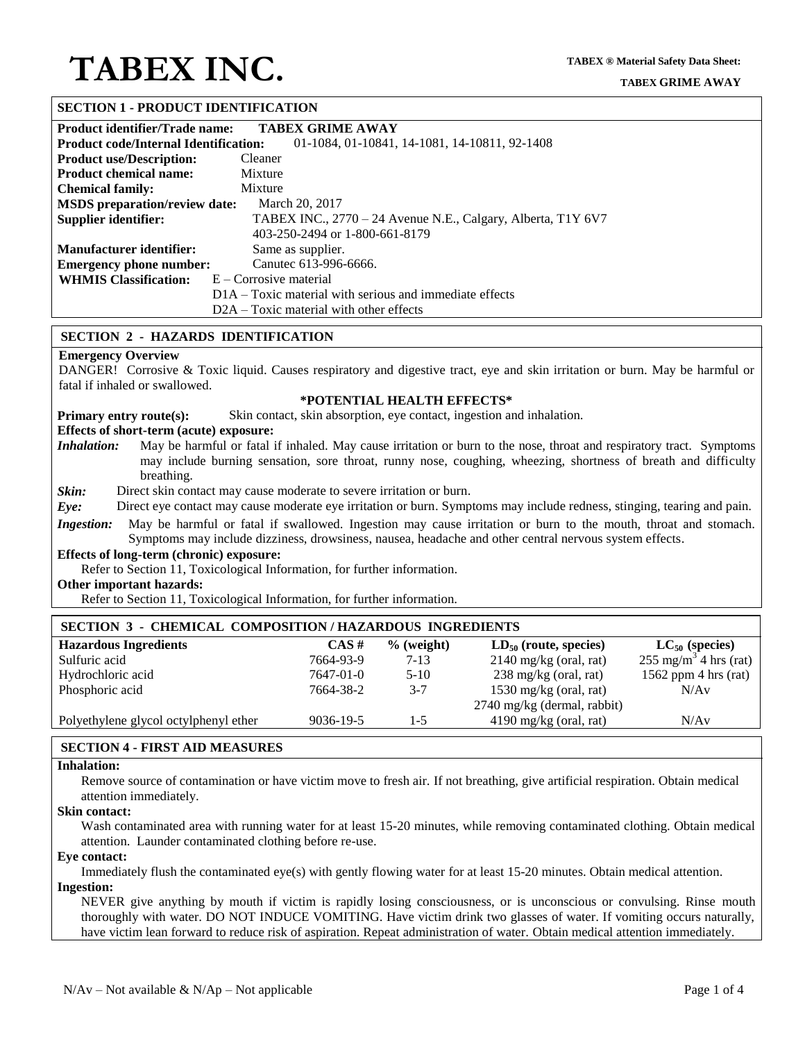# TABEX INC.

**TABEX ® Material Safety Data Sheet:**

**TABEX GRIME AWAY**

## SECTION 1 - PRODUCT IDENTIFICATION

**Product identifier/Trade name:** **TABEX GRIME AWAY**
**Product code/Internal Identification:** 01-1084, 01-10841, 14-1081, 14-10811, 92-1408
**Product use/Description:** Cleaner
**Product chemical name:** Mixture
**Chemical family:** Mixture
**MSDS preparation/review date:** March 20, 2017
**Supplier identifier:** TABEX INC., 2770 – 24 Avenue N.E., Calgary, Alberta, T1Y 6V7
403-250-2494 or 1-800-661-8179
**Manufacturer identifier:** Same as supplier.
**Emergency phone number:** Canutec 613-996-6666.
**WHMIS Classification:** E – Corrosive material
D1A – Toxic material with serious and immediate effects
D2A – Toxic material with other effects

## SECTION 2 - HAZARDS IDENTIFICATION

**Emergency Overview**

DANGER! Corrosive & Toxic liquid. Causes respiratory and digestive tract, eye and skin irritation or burn. May be harmful or fatal if inhaled or swallowed.

**\*POTENTIAL HEALTH EFFECTS\***

**Primary entry route(s):** Skin contact, skin absorption, eye contact, ingestion and inhalation.

**Effects of short-term (acute) exposure:**

***Inhalation:*** May be harmful or fatal if inhaled. May cause irritation or burn to the nose, throat and respiratory tract. Symptoms may include burning sensation, sore throat, runny nose, coughing, wheezing, shortness of breath and difficulty breathing.

***Skin:*** Direct skin contact may cause moderate to severe irritation or burn.

***Eye:*** Direct eye contact may cause moderate eye irritation or burn. Symptoms may include redness, stinging, tearing and pain.

***Ingestion:*** May be harmful or fatal if swallowed. Ingestion may cause irritation or burn to the mouth, throat and stomach. Symptoms may include dizziness, drowsiness, nausea, headache and other central nervous system effects.

**Effects of long-term (chronic) exposure:**

Refer to Section 11, Toxicological Information, for further information.

**Other important hazards:**

Refer to Section 11, Toxicological Information, for further information.

## SECTION 3 - CHEMICAL COMPOSITION / HAZARDOUS INGREDIENTS

| Hazardous Ingredients | CAS # | % (weight) | $LD_{50}$ (route, species) | $LC_{50}$ (species) |
|---|---|---|---|---|
| Sulfuric acid | 7664-93-9 | 7-13 | 2140 mg/kg (oral, rat) | 255 $mg/m^3$ 4 hrs (rat) |
| Hydrochloric acid | 7647-01-0 | 5-10 | 238 mg/kg (oral, rat) | 1562 ppm 4 hrs (rat) |
| Phosphoric acid | 7664-38-2 | 3-7 | 1530 mg/kg (oral, rat)<br>2740 mg/kg (dermal, rabbit) | N/Av |
| Polyethylene glycol octylphenyl ether | 9036-19-5 | 1-5 | 4190 mg/kg (oral, rat) | N/Av |

## SECTION 4 - FIRST AID MEASURES

**Inhalation:**

Remove source of contamination or have victim move to fresh air. If not breathing, give artificial respiration. Obtain medical attention immediately.

**Skin contact:**

Wash contaminated area with running water for at least 15-20 minutes, while removing contaminated clothing. Obtain medical attention. Launder contaminated clothing before re-use.

**Eye contact:**

Immediately flush the contaminated eye(s) with gently flowing water for at least 15-20 minutes. Obtain medical attention.

**Ingestion:**

NEVER give anything by mouth if victim is rapidly losing consciousness, or is unconscious or convulsing. Rinse mouth thoroughly with water. DO NOT INDUCE VOMITING. Have victim drink two glasses of water. If vomiting occurs naturally, have victim lean forward to reduce risk of aspiration. Repeat administration of water. Obtain medical attention immediately.

N/Av – Not available & N/Ap – Not applicable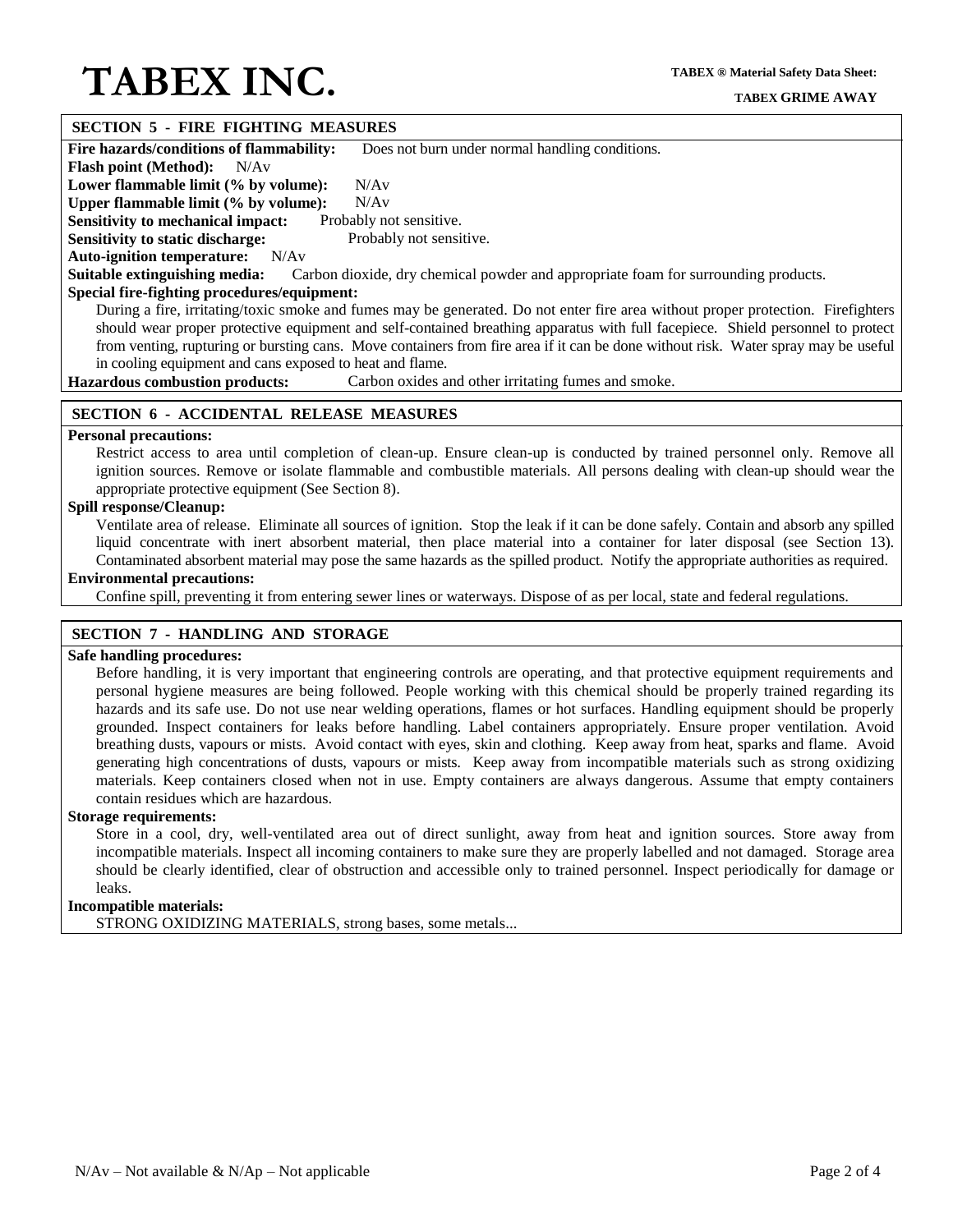## SECTION 5 - FIRE FIGHTING MEASURES

**Fire hazards/conditions of flammability:** Does not burn under normal handling conditions.

**Flash point (Method):** N/Av

**Lower flammable limit (% by volume):** N/Av

**Upper flammable limit (% by volume):** N/Av

**Sensitivity to mechanical impact:** Probably not sensitive.

**Sensitivity to static discharge:** Probably not sensitive.

**Auto-ignition temperature:** N/Av

**Suitable extinguishing media:** Carbon dioxide, dry chemical powder and appropriate foam for surrounding products.

**Special fire-fighting procedures/equipment:**

During a fire, irritating/toxic smoke and fumes may be generated. Do not enter fire area without proper protection. Firefighters should wear proper protective equipment and self-contained breathing apparatus with full facepiece. Shield personnel to protect from venting, rupturing or bursting cans. Move containers from fire area if it can be done without risk. Water spray may be useful in cooling equipment and cans exposed to heat and flame.

**Hazardous combustion products:** Carbon oxides and other irritating fumes and smoke.

## SECTION 6 - ACCIDENTAL RELEASE MEASURES

**Personal precautions:**

Restrict access to area until completion of clean-up. Ensure clean-up is conducted by trained personnel only. Remove all ignition sources. Remove or isolate flammable and combustible materials. All persons dealing with clean-up should wear the appropriate protective equipment (See Section 8).

**Spill response/Cleanup:**

Ventilate area of release. Eliminate all sources of ignition. Stop the leak if it can be done safely. Contain and absorb any spilled liquid concentrate with inert absorbent material, then place material into a container for later disposal (see Section 13). Contaminated absorbent material may pose the same hazards as the spilled product. Notify the appropriate authorities as required.

**Environmental precautions:**

Confine spill, preventing it from entering sewer lines or waterways. Dispose of as per local, state and federal regulations.

## SECTION 7 - HANDLING AND STORAGE

**Safe handling procedures:**

Before handling, it is very important that engineering controls are operating, and that protective equipment requirements and personal hygiene measures are being followed. People working with this chemical should be properly trained regarding its hazards and its safe use. Do not use near welding operations, flames or hot surfaces. Handling equipment should be properly grounded. Inspect containers for leaks before handling. Label containers appropriately. Ensure proper ventilation. Avoid breathing dusts, vapours or mists. Avoid contact with eyes, skin and clothing. Keep away from heat, sparks and flame. Avoid generating high concentrations of dusts, vapours or mists. Keep away from incompatible materials such as strong oxidizing materials. Keep containers closed when not in use. Empty containers are always dangerous. Assume that empty containers contain residues which are hazardous.

**Storage requirements:**

Store in a cool, dry, well-ventilated area out of direct sunlight, away from heat and ignition sources. Store away from incompatible materials. Inspect all incoming containers to make sure they are properly labelled and not damaged. Storage area should be clearly identified, clear of obstruction and accessible only to trained personnel. Inspect periodically for damage or leaks.

**Incompatible materials:**

STRONG OXIDIZING MATERIALS, strong bases, some metals...

N/Av – Not available & N/Ap – Not applicable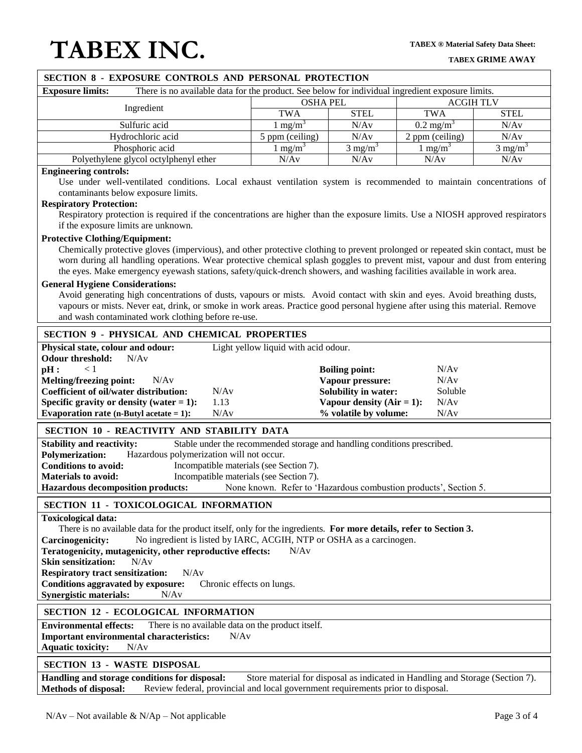## SECTION 8 - EXPOSURE CONTROLS AND PERSONAL PROTECTION

**Exposure limits:** There is no available data for the product. See below for individual ingredient exposure limits.

| Ingredient | OSHA PEL | | ACGIH TLV | |
|---|---|---|---|---|
| | TWA | STEL | TWA | STEL |
| Sulfuric acid | 1 mg/m$^3$ | N/Av | 0.2 mg/m$^3$ | N/Av |
| Hydrochloric acid | 5 ppm (ceiling) | N/Av | 2 ppm (ceiling) | N/Av |
| Phosphoric acid | 1 mg/m$^3$ | 3 mg/m$^3$ | 1 mg/m$^3$ | 3 mg/m$^3$ |
| Polyethylene glycol octylphenyl ether | N/Av | N/Av | N/Av | N/Av |

**Engineering controls:**

Use under well-ventilated conditions. Local exhaust ventilation system is recommended to maintain concentrations of contaminants below exposure limits.

**Respiratory Protection:**

Respiratory protection is required if the concentrations are higher than the exposure limits. Use a NIOSH approved respirators if the exposure limits are unknown.

**Protective Clothing/Equipment:**

Chemically protective gloves (impervious), and other protective clothing to prevent prolonged or repeated skin contact, must be worn during all handling operations. Wear protective chemical splash goggles to prevent mist, vapour and dust from entering the eyes. Make emergency eyewash stations, safety/quick-drench showers, and washing facilities available in work area.

**General Hygiene Considerations:**

Avoid generating high concentrations of dusts, vapours or mists. Avoid contact with skin and eyes. Avoid breathing dusts, vapours or mists. Never eat, drink, or smoke in work areas. Practice good personal hygiene after using this material. Remove and wash contaminated work clothing before re-use.

## SECTION 9 - PHYSICAL AND CHEMICAL PROPERTIES

**Physical state, colour and odour:** Light yellow liquid with acid odour.

**Odour threshold:** N/Av

**pH :** < 1

**Melting/freezing point:** N/Av

**Coefficient of oil/water distribution:** N/Av

**Specific gravity or density (water = 1):** 1.13

**Evaporation rate (n-Butyl acetate = 1):** N/Av

**Boiling point:** N/Av

**Vapour pressure:** N/Av

**Solubility in water:** Soluble

**Vapour density (Air = 1):** N/Av

**% volatile by volume:** N/Av

## SECTION 10 - REACTIVITY AND STABILITY DATA

**Stability and reactivity:** Stable under the recommended storage and handling conditions prescribed.

**Polymerization:** Hazardous polymerization will not occur.

**Conditions to avoid:** Incompatible materials (see Section 7).

**Materials to avoid:** Incompatible materials (see Section 7).

**Hazardous decomposition products:** None known. Refer to 'Hazardous combustion products', Section 5.

## SECTION 11 - TOXICOLOGICAL INFORMATION

**Toxicological data:**

There is no available data for the product itself, only for the ingredients. **For more details, refer to Section 3.**

**Carcinogenicity:** No ingredient is listed by IARC, ACGIH, NTP or OSHA as a carcinogen.

**Teratogenicity, mutagenicity, other reproductive effects:** N/Av

**Skin sensitization:** N/Av

**Respiratory tract sensitization:** N/Av

**Conditions aggravated by exposure:** Chronic effects on lungs.

**Synergistic materials:** N/Av

## SECTION 12 - ECOLOGICAL INFORMATION

**Environmental effects:** There is no available data on the product itself.

**Important environmental characteristics:** N/Av

**Aquatic toxicity:** N/Av

## SECTION 13 - WASTE DISPOSAL

**Handling and storage conditions for disposal:** Store material for disposal as indicated in Handling and Storage (Section 7).

**Methods of disposal:** Review federal, provincial and local government requirements prior to disposal.

N/Av – Not available & N/Ap – Not applicable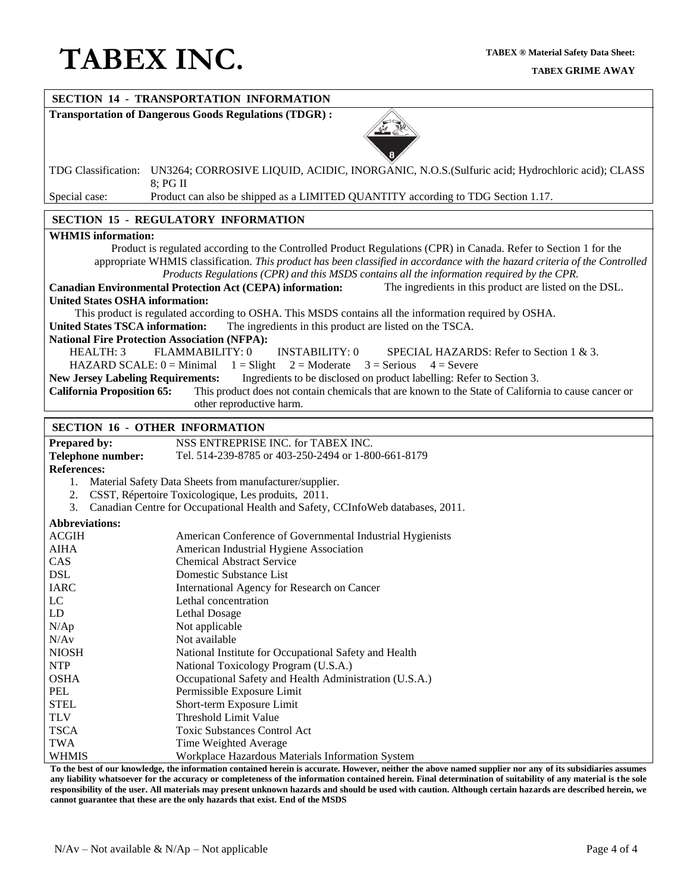## SECTION 14 - TRANSPORTATION INFORMATION

**Transportation of Dangerous Goods Regulations (TDGR) :**

TDG Classification: UN3264; CORROSIVE LIQUID, ACIDIC, INORGANIC, N.O.S.(Sulfuric acid; Hydrochloric acid); CLASS 8; PG II

Special case: Product can also be shipped as a LIMITED QUANTITY according to TDG Section 1.17.

## SECTION 15 - REGULATORY INFORMATION

**WHMIS information:**

Product is regulated according to the Controlled Product Regulations (CPR) in Canada. Refer to Section 1 for the appropriate WHMIS classification. *This product has been classified in accordance with the hazard criteria of the Controlled Products Regulations (CPR) and this MSDS contains all the information required by the CPR.*

**Canadian Environmental Protection Act (CEPA) information:** The ingredients in this product are listed on the DSL.

**United States OSHA information:**

This product is regulated according to OSHA. This MSDS contains all the information required by OSHA.

**United States TSCA information:** The ingredients in this product are listed on the TSCA.

**National Fire Protection Association (NFPA):**

HEALTH: 3 FLAMMABILITY: 0 INSTABILITY: 0 SPECIAL HAZARDS: Refer to Section 1 & 3.

HAZARD SCALE: 0 = Minimal 1 = Slight 2 = Moderate 3 = Serious 4 = Severe

**New Jersey Labeling Requirements:** Ingredients to be disclosed on product labelling: Refer to Section 3.

**California Proposition 65:** This product does not contain chemicals that are known to the State of California to cause cancer or other reproductive harm.

## SECTION 16 - OTHER INFORMATION

**Prepared by:** NSS ENTREPRISE INC. for TABEX INC.

**Telephone number:** Tel. 514-239-8785 or 403-250-2494 or 1-800-661-8179

**References:**

1. Material Safety Data Sheets from manufacturer/supplier.
2. CSST, Répertoire Toxicologique, Les produits, 2011.
3. Canadian Centre for Occupational Health and Safety, CCInfoWeb databases, 2011.

**Abbreviations:**

| | |
|---|---|
| ACGIH | American Conference of Governmental Industrial Hygienists |
| AIHA | American Industrial Hygiene Association |
| CAS | Chemical Abstract Service |
| DSL | Domestic Substance List |
| IARC | International Agency for Research on Cancer |
| LC | Lethal concentration |
| LD | Lethal Dosage |
| N/Ap | Not applicable |
| N/Av | Not available |
| NIOSH | National Institute for Occupational Safety and Health |
| NTP | National Toxicology Program (U.S.A.) |
| OSHA | Occupational Safety and Health Administration (U.S.A.) |
| PEL | Permissible Exposure Limit |
| STEL | Short-term Exposure Limit |
| TLV | Threshold Limit Value |
| TSCA | Toxic Substances Control Act |
| TWA | Time Weighted Average |
| WHMIS | Workplace Hazardous Materials Information System |

**To the best of our knowledge, the information contained herein is accurate. However, neither the above named supplier nor any of its subsidiaries assumes any liability whatsoever for the accuracy or completeness of the information contained herein. Final determination of suitability of any material is the sole responsibility of the user. All materials may present unknown hazards and should be used with caution. Although certain hazards are described herein, we cannot guarantee that these are the only hazards that exist. End of the MSDS**